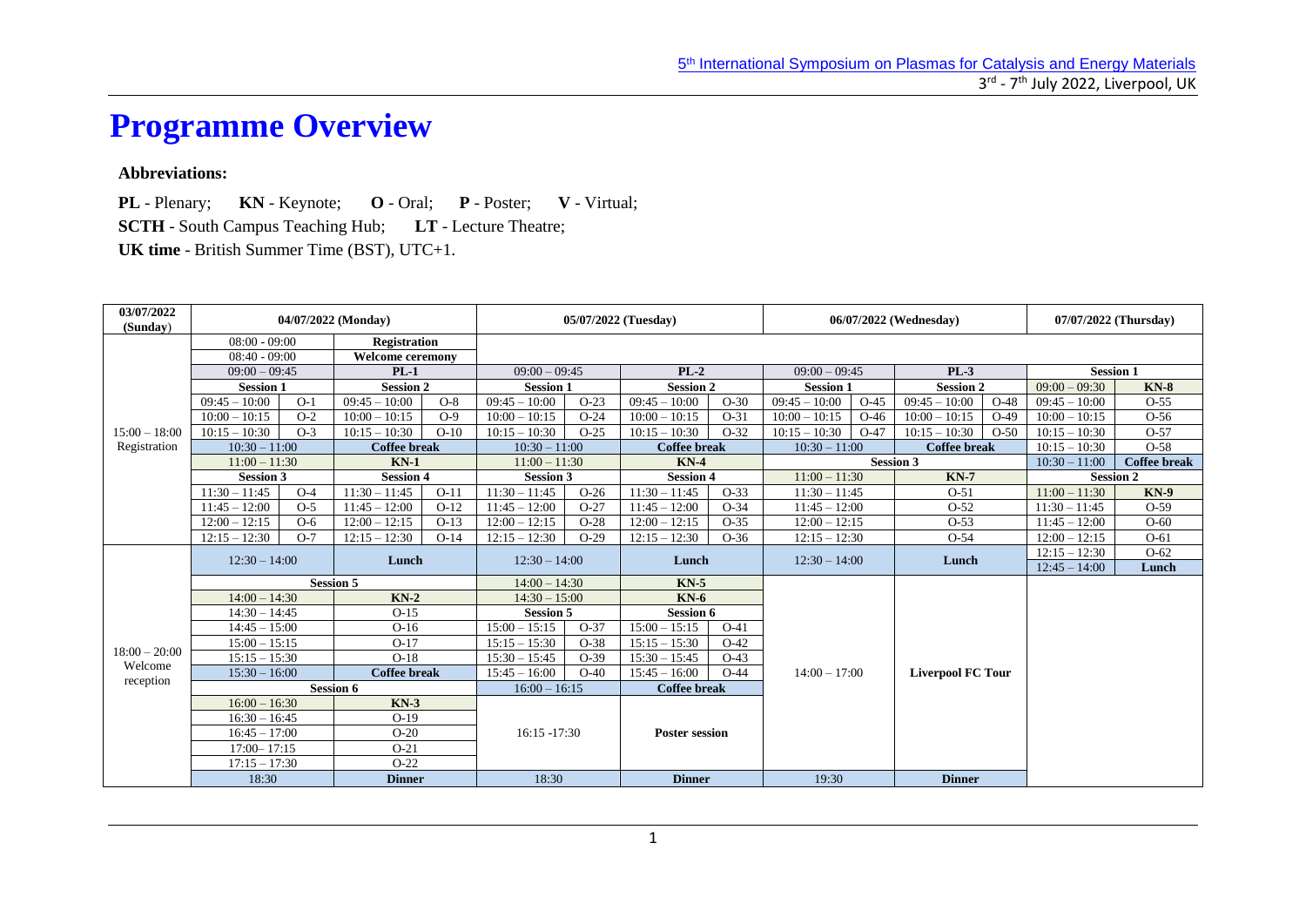# Programme Overview

**Abbreviations:**

**PL** - Plenary; **KN** - Keynote; **O** - Oral; **P** - Poster; **V** - Virtual;

**SCTH** - South Campus Teaching Hub; **LT** - Lecture Theatre;

**UK time** - British Summer Time (BST), UTC+1.

| 03/07/2022 (Sunday) | 04/07/2022 (Monday) | | | | 05/07/2022 (Tuesday) | | | | 06/07/2022 (Wednesday) | | | | 07/07/2022 (Thursday) | |
|---|---|---|---|---|---|---|---|---|---|---|---|---|---|---|
| | 08:00 - 09:00 | | **Registration** | | | | | | | | | | | |
| | 08:40 - 09:00 | | **Welcome ceremony** | | | | | | | | | | | |
| | 09:00 – 09:45 | | **PL-1** | | 09:00 – 09:45 | | **PL-2** | | 09:00 – 09:45 | | **PL-3** | | **Session 1** | |
| | **Session 1** | | **Session 2** | | **Session 1** | | **Session 2** | | **Session 1** | | **Session 2** | | 09:00 – 09:30 | **KN-8** |
| | 09:45 – 10:00 | O-1 | 09:45 – 10:00 | O-8 | 09:45 – 10:00 | O-23 | 09:45 – 10:00 | O-30 | 09:45 – 10:00 | O-45 | 09:45 – 10:00 | O-48 | 09:45 – 10:00 | O-55 |
| | 10:00 – 10:15 | O-2 | 10:00 – 10:15 | O-9 | 10:00 – 10:15 | O-24 | 10:00 – 10:15 | O-31 | 10:00 – 10:15 | O-46 | 10:00 – 10:15 | O-49 | 10:00 – 10:15 | O-56 |
| 15:00 – 18:00 Registration | 10:15 – 10:30 | O-3 | 10:15 – 10:30 | O-10 | 10:15 – 10:30 | O-25 | 10:15 – 10:30 | O-32 | 10:15 – 10:30 | O-47 | 10:15 – 10:30 | O-50 | 10:15 – 10:30 | O-57 |
| | 10:30 – 11:00 | | **Coffee break** | | 10:30 – 11:00 | | **Coffee break** | | 10:30 – 11:00 | | **Coffee break** | | 10:15 – 10:30 | O-58 |
| | 11:00 – 11:30 | | **KN-1** | | 11:00 – 11:30 | | **KN-4** | | **Session 3** | | | | 10:30 – 11:00 | **Coffee break** |
| | **Session 3** | | **Session 4** | | **Session 3** | | **Session 4** | | 11:00 – 11:30 | | **KN-7** | | **Session 2** | |
| | 11:30 – 11:45 | O-4 | 11:30 – 11:45 | O-11 | 11:30 – 11:45 | O-26 | 11:30 – 11:45 | O-33 | 11:30 – 11:45 | | O-51 | | 11:00 – 11:30 | **KN-9** |
| | 11:45 – 12:00 | O-5 | 11:45 – 12:00 | O-12 | 11:45 – 12:00 | O-27 | 11:45 – 12:00 | O-34 | 11:45 – 12:00 | | O-52 | | 11:30 – 11:45 | O-59 |
| | 12:00 – 12:15 | O-6 | 12:00 – 12:15 | O-13 | 12:00 – 12:15 | O-28 | 12:00 – 12:15 | O-35 | 12:00 – 12:15 | | O-53 | | 11:45 – 12:00 | O-60 |
| | 12:15 – 12:30 | O-7 | 12:15 – 12:30 | O-14 | 12:15 – 12:30 | O-29 | 12:15 – 12:30 | O-36 | 12:15 – 12:30 | | O-54 | | 12:00 – 12:15 | O-61 |
| | 12:30 – 14:00 | | **Lunch** | | 12:30 – 14:00 | | **Lunch** | | 12:30 – 14:00 | | **Lunch** | | 12:15 – 12:30 | O-62 |
| | | | | | | | | | | | | | 12:45 – 14:00 | **Lunch** |
| | **Session 5** | | | | 14:00 – 14:30 | | **KN-5** | | | | | | | |
| | 14:00 – 14:30 | | **KN-2** | | 14:30 – 15:00 | | **KN-6** | | | | | | | |
| | 14:30 – 14:45 | | O-15 | | **Session 5** | | **Session 6** | | | | | | | |
| | 14:45 – 15:00 | | O-16 | | 15:00 – 15:15 | O-37 | 15:00 – 15:15 | O-41 | | | | | | |
| | 15:00 – 15:15 | | O-17 | | 15:15 – 15:30 | O-38 | 15:15 – 15:30 | O-42 | | | | | | |
| 18:00 – 20:00 Welcome reception | 15:15 – 15:30 | | O-18 | | 15:30 – 15:45 | O-39 | 15:30 – 15:45 | O-43 | | | | | | |
| | 15:30 – 16:00 | | **Coffee break** | | 15:45 – 16:00 | O-40 | 15:45 – 16:00 | O-44 | 14:00 – 17:00 | | **Liverpool FC Tour** | | | |
| | **Session 6** | | | | 16:00 – 16:15 | | **Coffee break** | | | | | | | |
| | 16:00 – 16:30 | | **KN-3** | | | | | | | | | | | |
| | 16:30 – 16:45 | | O-19 | | | | | | | | | | | |
| | 16:45 – 17:00 | | O-20 | | 16:15 -17:30 | | **Poster session** | | | | | | | |
| | 17:00– 17:15 | | O-21 | | | | | | | | | | | |
| | 17:15 – 17:30 | | O-22 | | | | | | | | | | | |
| | 18:30 | | **Dinner** | | 18:30 | | **Dinner** | | 19:30 | | **Dinner** | | | |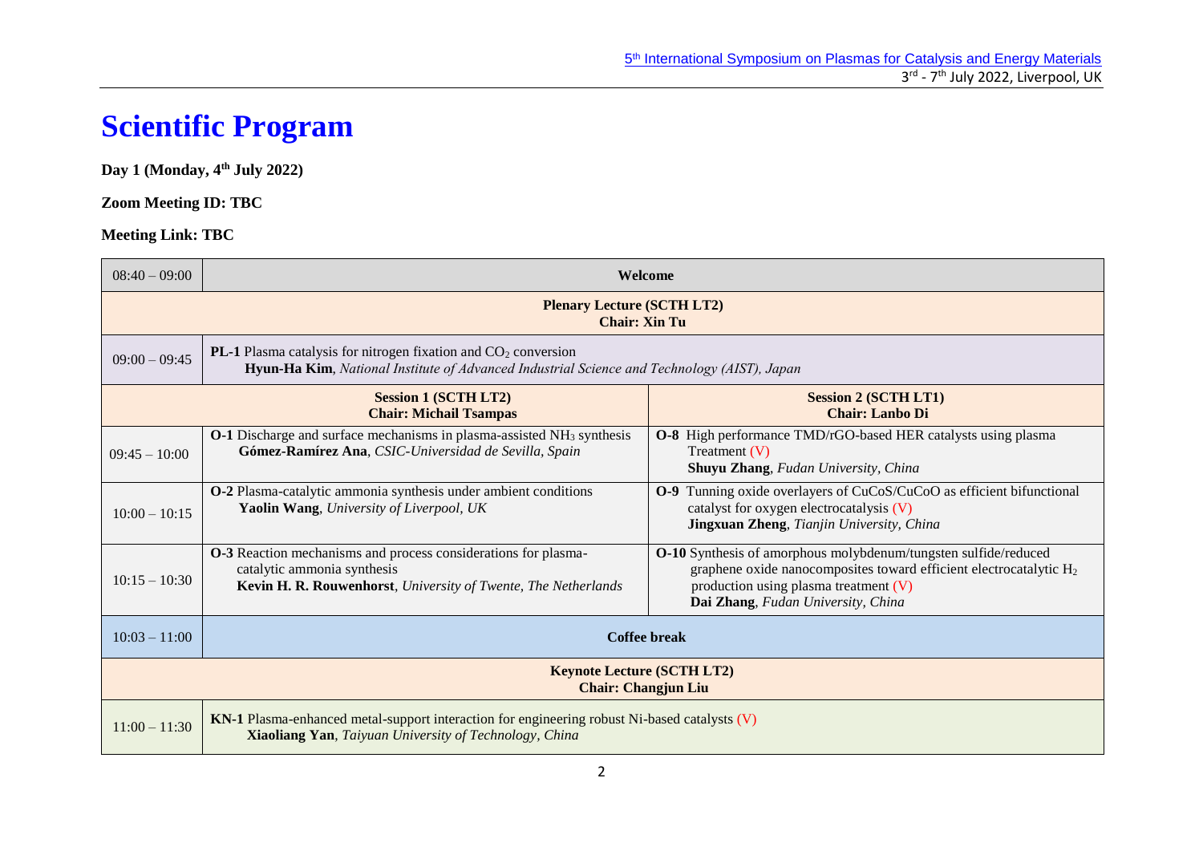# Scientific Program

**Day 1 (Monday, 4th July 2022)**

**Zoom Meeting ID: TBC**

**Meeting Link: TBC**

| Time | | |
|---|---|---|
| 08:40 – 09:00 | **Welcome** | |
| **Plenary Lecture (SCTH LT2)** **Chair: Xin Tu** | | |
| 09:00 – 09:45 | **PL-1** Plasma catalysis for nitrogen fixation and $CO_2$ conversion **Hyun-Ha Kim**, *National Institute of Advanced Industrial Science and Technology (AIST), Japan* | |
| | **Session 1 (SCTH LT2)** **Chair: Michail Tsampas** | **Session 2 (SCTH LT1)** **Chair: Lanbo Di** |
| 09:45 – 10:00 | **O-1** Discharge and surface mechanisms in plasma-assisted $NH_3$ synthesis **Gómez-Ramírez Ana**, *CSIC-Universidad de Sevilla, Spain* | **O-8** High performance TMD/rGO-based HER catalysts using plasma Treatment (V) **Shuyu Zhang**, *Fudan University, China* |
| 10:00 – 10:15 | **O-2** Plasma-catalytic ammonia synthesis under ambient conditions **Yaolin Wang**, *University of Liverpool, UK* | **O-9** Tunning oxide overlayers of CuCoS/CuCoO as efficient bifunctional catalyst for oxygen electrocatalysis (V) **Jingxuan Zheng**, *Tianjin University, China* |
| 10:15 – 10:30 | **O-3** Reaction mechanisms and process considerations for plasma-catalytic ammonia synthesis **Kevin H. R. Rouwenhorst**, *University of Twente, The Netherlands* | **O-10** Synthesis of amorphous molybdenum/tungsten sulfide/reduced graphene oxide nanocomposites toward efficient electrocatalytic $H_2$ production using plasma treatment (V) **Dai Zhang**, *Fudan University, China* |
| 10:03 – 11:00 | **Coffee break** | |
| **Keynote Lecture (SCTH LT2)** **Chair: Changjun Liu** | | |
| 11:00 – 11:30 | **KN-1** Plasma-enhanced metal-support interaction for engineering robust Ni-based catalysts (V) **Xiaoliang Yan**, *Taiyuan University of Technology, China* | |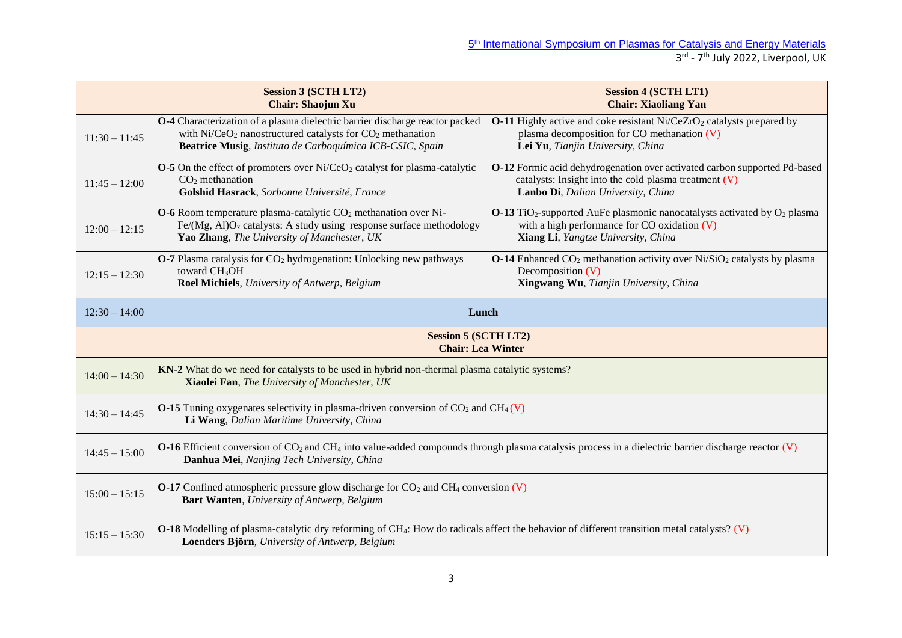| | Session 3 (SCTH LT2)<br>Chair: Shaojun Xu | Session 4 (SCTH LT1)<br>Chair: Xiaoliang Yan |
|---|---|---|
| 11:30 – 11:45 | **O-4** Characterization of a plasma dielectric barrier discharge reactor packed with Ni/$CeO_2$ nanostructured catalysts for $CO_2$ methanation<br>**Beatrice Musig**, *Instituto de Carboquímica ICB-CSIC, Spain* | **O-11** Highly active and coke resistant Ni/$CeZrO_2$ catalysts prepared by plasma decomposition for CO methanation (V)<br>**Lei Yu**, *Tianjin University, China* |
| 11:45 – 12:00 | **O-5** On the effect of promoters over Ni/$CeO_2$ catalyst for plasma-catalytic $CO_2$ methanation<br>**Golshid Hasrack**, *Sorbonne Université, France* | **O-12** Formic acid dehydrogenation over activated carbon supported Pd-based catalysts: Insight into the cold plasma treatment (V)<br>**Lanbo Di**, *Dalian University, China* |
| 12:00 – 12:15 | **O-6** Room temperature plasma-catalytic $CO_2$ methanation over Ni-Fe/(Mg, Al)$O_x$ catalysts: A study using response surface methodology<br>**Yao Zhang**, *The University of Manchester, UK* | **O-13** $TiO_2$-supported AuFe plasmonic nanocatalysts activated by $O_2$ plasma with a high performance for CO oxidation (V)<br>**Xiang Li**, *Yangtze University, China* |
| 12:15 – 12:30 | **O-7** Plasma catalysis for $CO_2$ hydrogenation: Unlocking new pathways toward $CH_3OH$<br>**Roel Michiels**, *University of Antwerp, Belgium* | **O-14** Enhanced $CO_2$ methanation activity over Ni/$SiO_2$ catalysts by plasma Decomposition (V)<br>**Xingwang Wu**, *Tianjin University, China* |
| 12:30 – 14:00 | **Lunch** | |

| | Session 5 (SCTH LT2)<br>Chair: Lea Winter |
|---|---|
| 14:00 – 14:30 | **KN-2** What do we need for catalysts to be used in hybrid non-thermal plasma catalytic systems?<br>**Xiaolei Fan**, *The University of Manchester, UK* |
| 14:30 – 14:45 | **O-15** Tuning oxygenates selectivity in plasma-driven conversion of $CO_2$ and $CH_4$ (V)<br>**Li Wang**, *Dalian Maritime University, China* |
| 14:45 – 15:00 | **O-16** Efficient conversion of $CO_2$ and $CH_4$ into value-added compounds through plasma catalysis process in a dielectric barrier discharge reactor (V)<br>**Danhua Mei**, *Nanjing Tech University, China* |
| 15:00 – 15:15 | **O-17** Confined atmospheric pressure glow discharge for $CO_2$ and $CH_4$ conversion (V)<br>**Bart Wanten**, *University of Antwerp, Belgium* |
| 15:15 – 15:30 | **O-18** Modelling of plasma-catalytic dry reforming of $CH_4$: How do radicals affect the behavior of different transition metal catalysts? (V)<br>**Loenders Björn**, *University of Antwerp, Belgium* |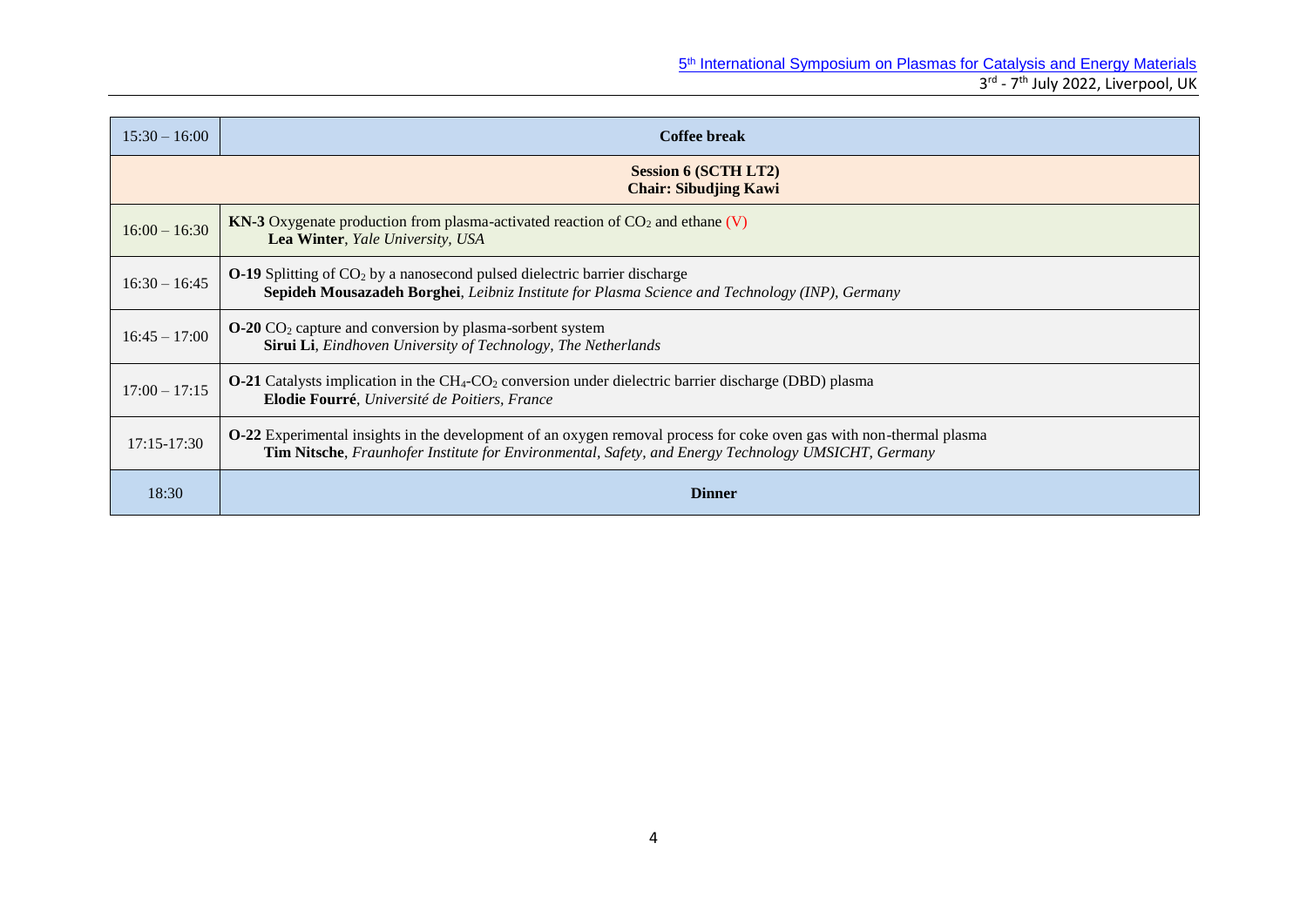| | |
|---|---|
| 15:30 – 16:00 | **Coffee break** |
| **Session 6 (SCTH LT2)**<br>**Chair: Sibudjing Kawi** | |
| 16:00 – 16:30 | **KN-3** Oxygenate production from plasma-activated reaction of $CO_2$ and ethane (V)<br>**Lea Winter**, *Yale University, USA* |
| 16:30 – 16:45 | **O-19** Splitting of $CO_2$ by a nanosecond pulsed dielectric barrier discharge<br>**Sepideh Mousazadeh Borghei**, *Leibniz Institute for Plasma Science and Technology (INP), Germany* |
| 16:45 – 17:00 | **O-20** $CO_2$ capture and conversion by plasma-sorbent system<br>**Sirui Li**, *Eindhoven University of Technology, The Netherlands* |
| 17:00 – 17:15 | **O-21** Catalysts implication in the $CH_4$-$CO_2$ conversion under dielectric barrier discharge (DBD) plasma<br>**Elodie Fourré**, *Université de Poitiers, France* |
| 17:15-17:30 | **O-22** Experimental insights in the development of an oxygen removal process for coke oven gas with non-thermal plasma<br>**Tim Nitsche**, *Fraunhofer Institute for Environmental, Safety, and Energy Technology UMSICHT, Germany* |
| 18:30 | **Dinner** |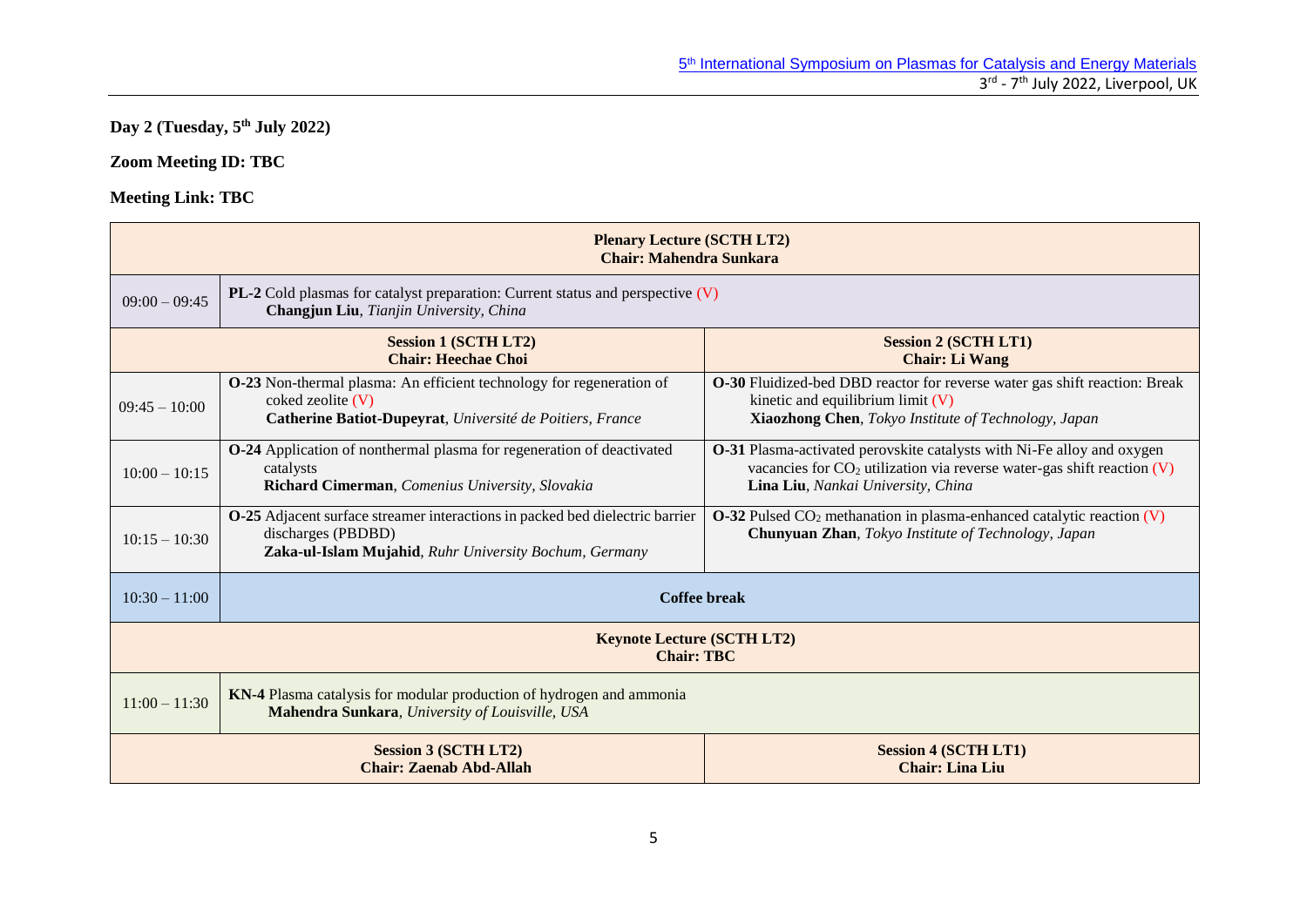**Day 2 (Tuesday, 5th July 2022)**

**Zoom Meeting ID: TBC**

**Meeting Link: TBC**

| | | |
|---|---|---|
| **Plenary Lecture (SCTH LT2)**<br>**Chair: Mahendra Sunkara** | | |
| 09:00 – 09:45 | **PL-2** Cold plasmas for catalyst preparation: Current status and perspective (V)<br>**Changjun Liu**, *Tianjin University, China* | |
| | **Session 1 (SCTH LT2)**<br>**Chair: Heechae Choi** | **Session 2 (SCTH LT1)**<br>**Chair: Li Wang** |
| 09:45 – 10:00 | **O-23** Non-thermal plasma: An efficient technology for regeneration of coked zeolite (V)<br>**Catherine Batiot-Dupeyrat**, *Université de Poitiers, France* | **O-30** Fluidized-bed DBD reactor for reverse water gas shift reaction: Break kinetic and equilibrium limit (V)<br>**Xiaozhong Chen**, *Tokyo Institute of Technology, Japan* |
| 10:00 – 10:15 | **O-24** Application of nonthermal plasma for regeneration of deactivated catalysts<br>**Richard Cimerman**, *Comenius University, Slovakia* | **O-31** Plasma-activated perovskite catalysts with Ni-Fe alloy and oxygen vacancies for $CO_2$ utilization via reverse water-gas shift reaction (V)<br>**Lina Liu**, *Nankai University, China* |
| 10:15 – 10:30 | **O-25** Adjacent surface streamer interactions in packed bed dielectric barrier discharges (PBDBD)<br>**Zaka-ul-Islam Mujahid**, *Ruhr University Bochum, Germany* | **O-32** Pulsed $CO_2$ methanation in plasma-enhanced catalytic reaction (V)<br>**Chunyuan Zhan**, *Tokyo Institute of Technology, Japan* |
| 10:30 – 11:00 | **Coffee break** | |
| **Keynote Lecture (SCTH LT2)**<br>**Chair: TBC** | | |
| 11:00 – 11:30 | **KN-4** Plasma catalysis for modular production of hydrogen and ammonia<br>**Mahendra Sunkara**, *University of Louisville, USA* | |
| | **Session 3 (SCTH LT2)**<br>**Chair: Zaenab Abd-Allah** | **Session 4 (SCTH LT1)**<br>**Chair: Lina Liu** |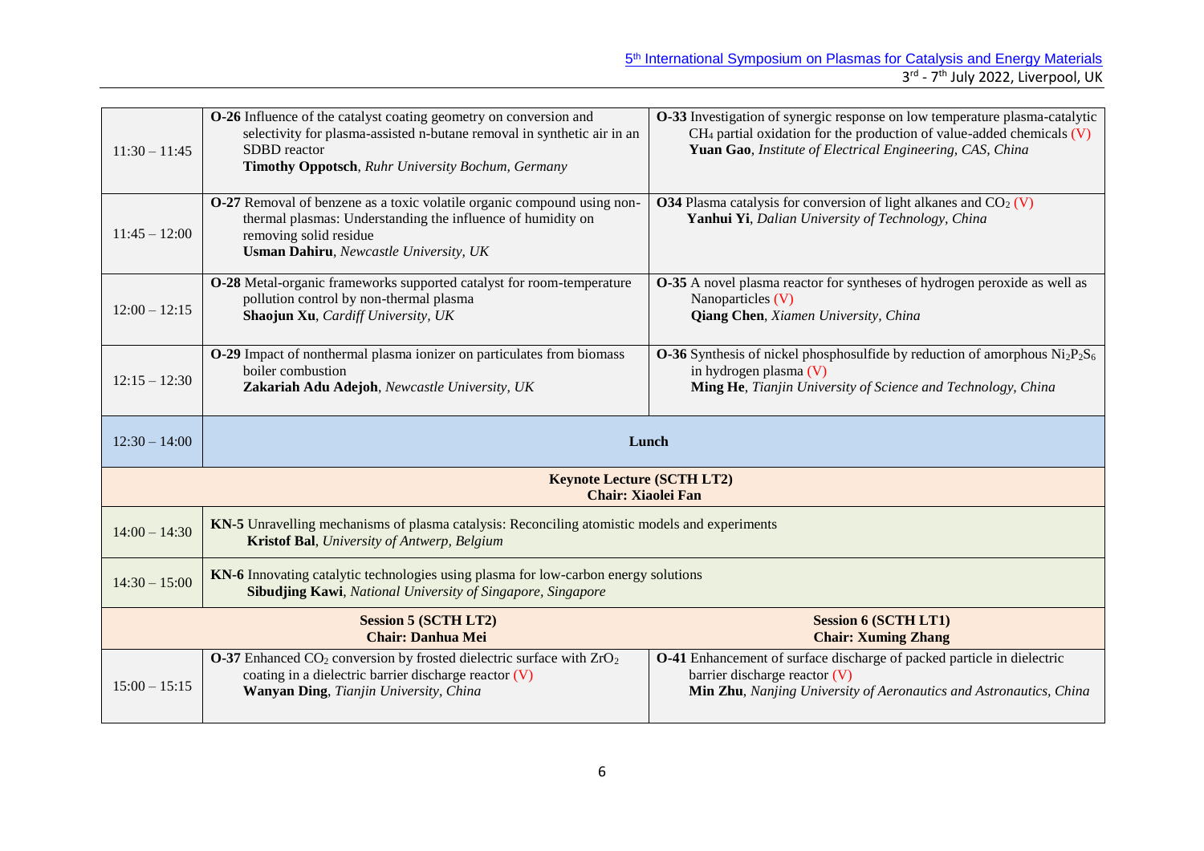| | | |
|---|---|---|
| 11:30 – 11:45 | **O-26** Influence of the catalyst coating geometry on conversion and selectivity for plasma-assisted n-butane removal in synthetic air in an SDBD reactor<br>**Timothy Oppotsch**, *Ruhr University Bochum, Germany* | **O-33** Investigation of synergic response on low temperature plasma-catalytic $CH_4$ partial oxidation for the production of value-added chemicals (V)<br>**Yuan Gao**, *Institute of Electrical Engineering, CAS, China* |
| 11:45 – 12:00 | **O-27** Removal of benzene as a toxic volatile organic compound using non-thermal plasmas: Understanding the influence of humidity on removing solid residue<br>**Usman Dahiru**, *Newcastle University, UK* | **O34** Plasma catalysis for conversion of light alkanes and $CO_2$ (V)<br>**Yanhui Yi**, *Dalian University of Technology, China* |
| 12:00 – 12:15 | **O-28** Metal-organic frameworks supported catalyst for room-temperature pollution control by non-thermal plasma<br>**Shaojun Xu**, *Cardiff University, UK* | **O-35** A novel plasma reactor for syntheses of hydrogen peroxide as well as Nanoparticles (V)<br>**Qiang Chen**, *Xiamen University, China* |
| 12:15 – 12:30 | **O-29** Impact of nonthermal plasma ionizer on particulates from biomass boiler combustion<br>**Zakariah Adu Adejoh**, *Newcastle University, UK* | **O-36** Synthesis of nickel phosphosulfide by reduction of amorphous $Ni_2P_2S_6$ in hydrogen plasma (V)<br>**Ming He**, *Tianjin University of Science and Technology, China* |
| 12:30 – 14:00 | **Lunch** | |
| **Keynote Lecture (SCTH LT2)**<br>**Chair: Xiaolei Fan** | | |
| 14:00 – 14:30 | **KN-5** Unravelling mechanisms of plasma catalysis: Reconciling atomistic models and experiments<br>**Kristof Bal**, *University of Antwerp, Belgium* | |
| 14:30 – 15:00 | **KN-6** Innovating catalytic technologies using plasma for low-carbon energy solutions<br>**Sibudjing Kawi**, *National University of Singapore, Singapore* | |
| | **Session 5 (SCTH LT2)**<br>**Chair: Danhua Mei** | **Session 6 (SCTH LT1)**<br>**Chair: Xuming Zhang** |
| 15:00 – 15:15 | **O-37** Enhanced $CO_2$ conversion by frosted dielectric surface with $ZrO_2$ coating in a dielectric barrier discharge reactor (V)<br>**Wanyan Ding**, *Tianjin University, China* | **O-41** Enhancement of surface discharge of packed particle in dielectric barrier discharge reactor (V)<br>**Min Zhu**, *Nanjing University of Aeronautics and Astronautics, China* |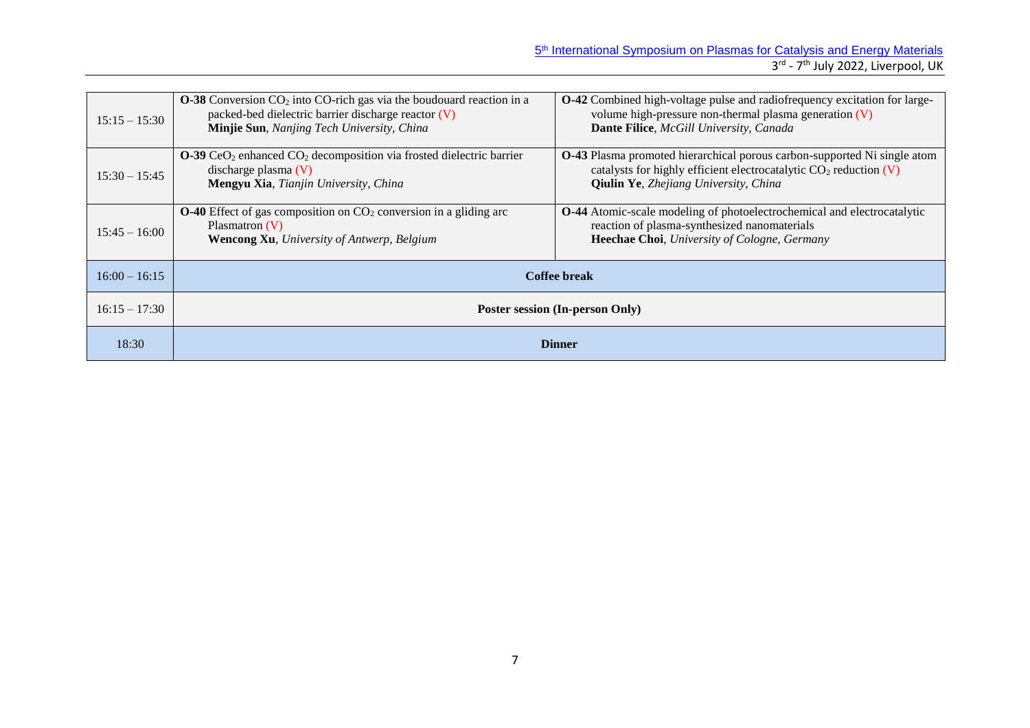| | | |
|---|---|---|
| 15:15 – 15:30 | **O-38** Conversion $CO_2$ into CO-rich gas via the boudouard reaction in a packed-bed dielectric barrier discharge reactor (V)<br>**Minjie Sun**, *Nanjing Tech University, China* | **O-42** Combined high-voltage pulse and radiofrequency excitation for large-volume high-pressure non-thermal plasma generation (V)<br>**Dante Filice**, *McGill University, Canada* |
| 15:30 – 15:45 | **O-39** $CeO_2$ enhanced $CO_2$ decomposition via frosted dielectric barrier discharge plasma (V)<br>**Mengyu Xia**, *Tianjin University, China* | **O-43** Plasma promoted hierarchical porous carbon-supported Ni single atom catalysts for highly efficient electrocatalytic $CO_2$ reduction (V)<br>**Qiulin Ye**, *Zhejiang University, China* |
| 15:45 – 16:00 | **O-40** Effect of gas composition on $CO_2$ conversion in a gliding arc Plasmatron (V)<br>**Wencong Xu**, *University of Antwerp, Belgium* | **O-44** Atomic-scale modeling of photoelectrochemical and electrocatalytic reaction of plasma-synthesized nanomaterials<br>**Heechae Choi**, *University of Cologne, Germany* |
| 16:00 – 16:15 | **Coffee break** | |
| 16:15 – 17:30 | **Poster session (In-person Only)** | |
| 18:30 | **Dinner** | |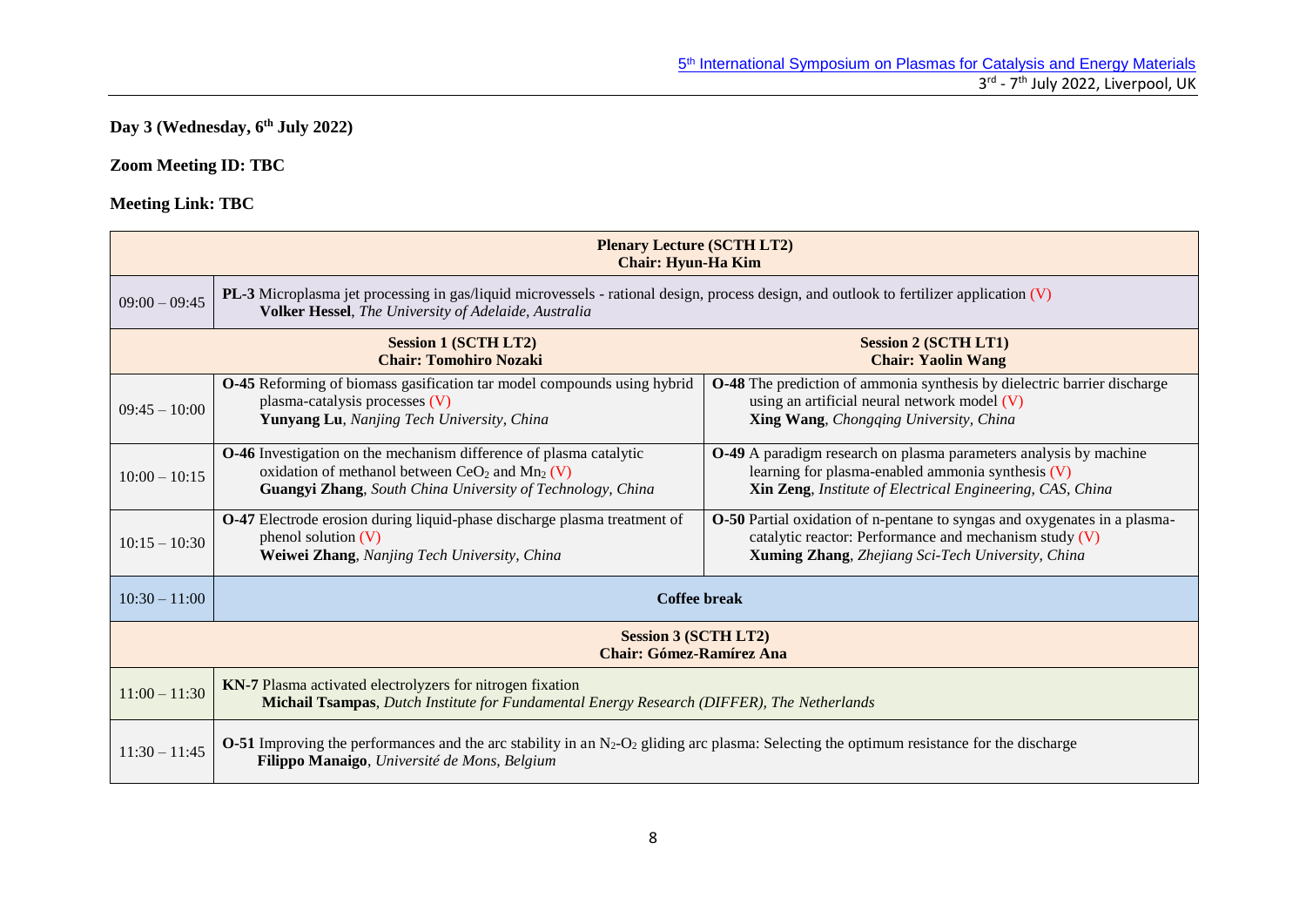**Day 3 (Wednesday, 6th July 2022)**

**Zoom Meeting ID: TBC**

**Meeting Link: TBC**

| | | |
|---|---|---|
| | **Plenary Lecture (SCTH LT2)**<br>**Chair: Hyun-Ha Kim** | |
| 09:00 – 09:45 | **PL-3** Microplasma jet processing in gas/liquid microvessels - rational design, process design, and outlook to fertilizer application (V)<br>**Volker Hessel**, *The University of Adelaide, Australia* | |
| | **Session 1 (SCTH LT2)**<br>**Chair: Tomohiro Nozaki** | **Session 2 (SCTH LT1)**<br>**Chair: Yaolin Wang** |
| 09:45 – 10:00 | **O-45** Reforming of biomass gasification tar model compounds using hybrid plasma-catalysis processes (V)<br>**Yunyang Lu**, *Nanjing Tech University, China* | **O-48** The prediction of ammonia synthesis by dielectric barrier discharge using an artificial neural network model (V)<br>**Xing Wang**, *Chongqing University, China* |
| 10:00 – 10:15 | **O-46** Investigation on the mechanism difference of plasma catalytic oxidation of methanol between $CeO_2$ and $Mn_2$ (V)<br>**Guangyi Zhang**, *South China University of Technology, China* | **O-49** A paradigm research on plasma parameters analysis by machine learning for plasma-enabled ammonia synthesis (V)<br>**Xin Zeng**, *Institute of Electrical Engineering, CAS, China* |
| 10:15 – 10:30 | **O-47** Electrode erosion during liquid-phase discharge plasma treatment of phenol solution (V)<br>**Weiwei Zhang**, *Nanjing Tech University, China* | **O-50** Partial oxidation of n-pentane to syngas and oxygenates in a plasma-catalytic reactor: Performance and mechanism study (V)<br>**Xuming Zhang**, *Zhejiang Sci-Tech University, China* |
| 10:30 – 11:00 | **Coffee break** | |
| | **Session 3 (SCTH LT2)**<br>**Chair: Gómez-Ramírez Ana** | |
| 11:00 – 11:30 | **KN-7** Plasma activated electrolyzers for nitrogen fixation<br>**Michail Tsampas**, *Dutch Institute for Fundamental Energy Research (DIFFER), The Netherlands* | |
| 11:30 – 11:45 | **O-51** Improving the performances and the arc stability in an $N_2$-$O_2$ gliding arc plasma: Selecting the optimum resistance for the discharge<br>**Filippo Manaigo**, *Université de Mons, Belgium* | |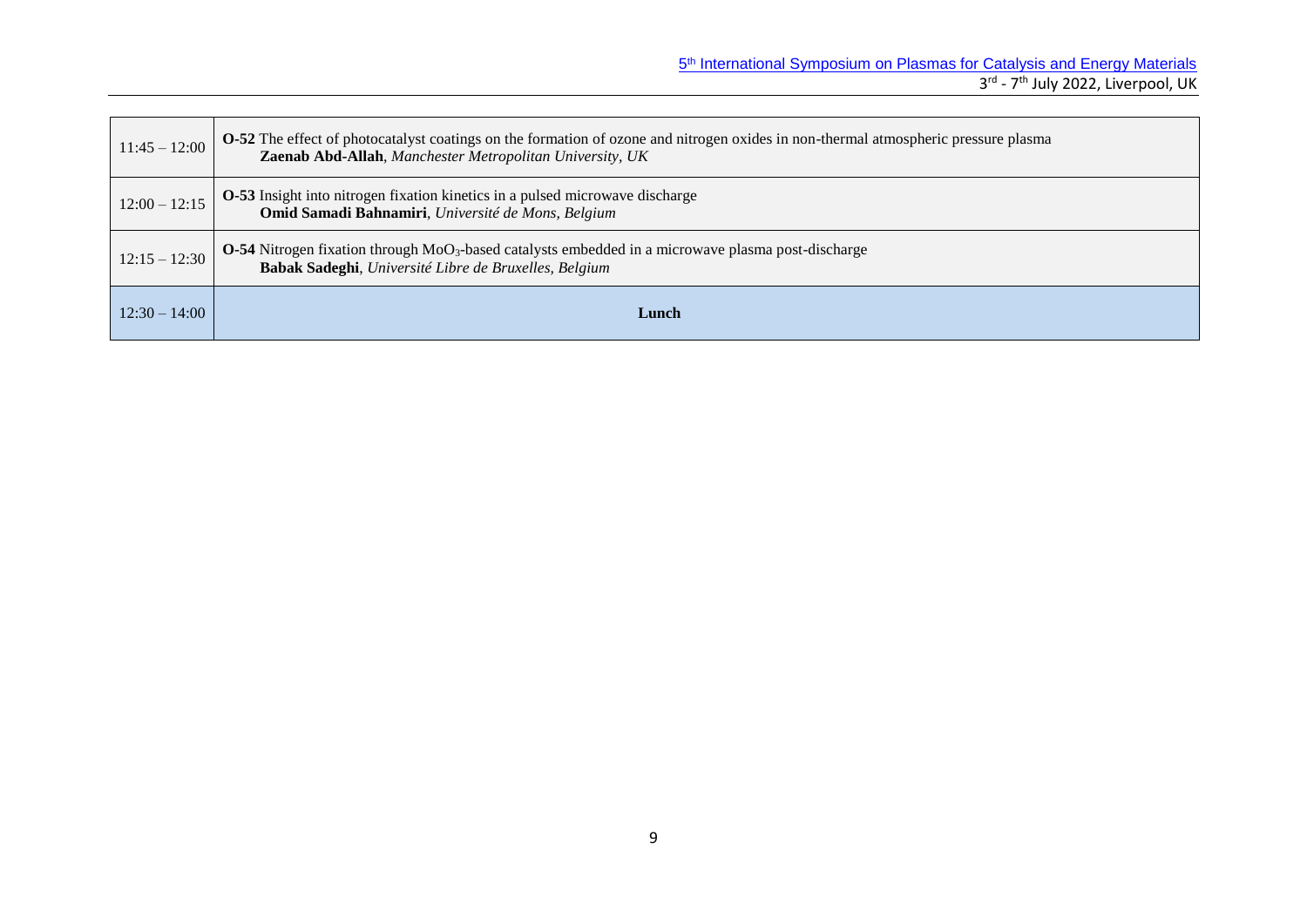| | |
|---|---|
| 11:45 – 12:00 | **O-52** The effect of photocatalyst coatings on the formation of ozone and nitrogen oxides in non-thermal atmospheric pressure plasma<br>**Zaenab Abd-Allah**, *Manchester Metropolitan University, UK* |
| 12:00 – 12:15 | **O-53** Insight into nitrogen fixation kinetics in a pulsed microwave discharge<br>**Omid Samadi Bahnamiri**, *Université de Mons, Belgium* |
| 12:15 – 12:30 | **O-54** Nitrogen fixation through $MoO_3$-based catalysts embedded in a microwave plasma post-discharge<br>**Babak Sadeghi**, *Université Libre de Bruxelles, Belgium* |
| 12:30 – 14:00 | **Lunch** |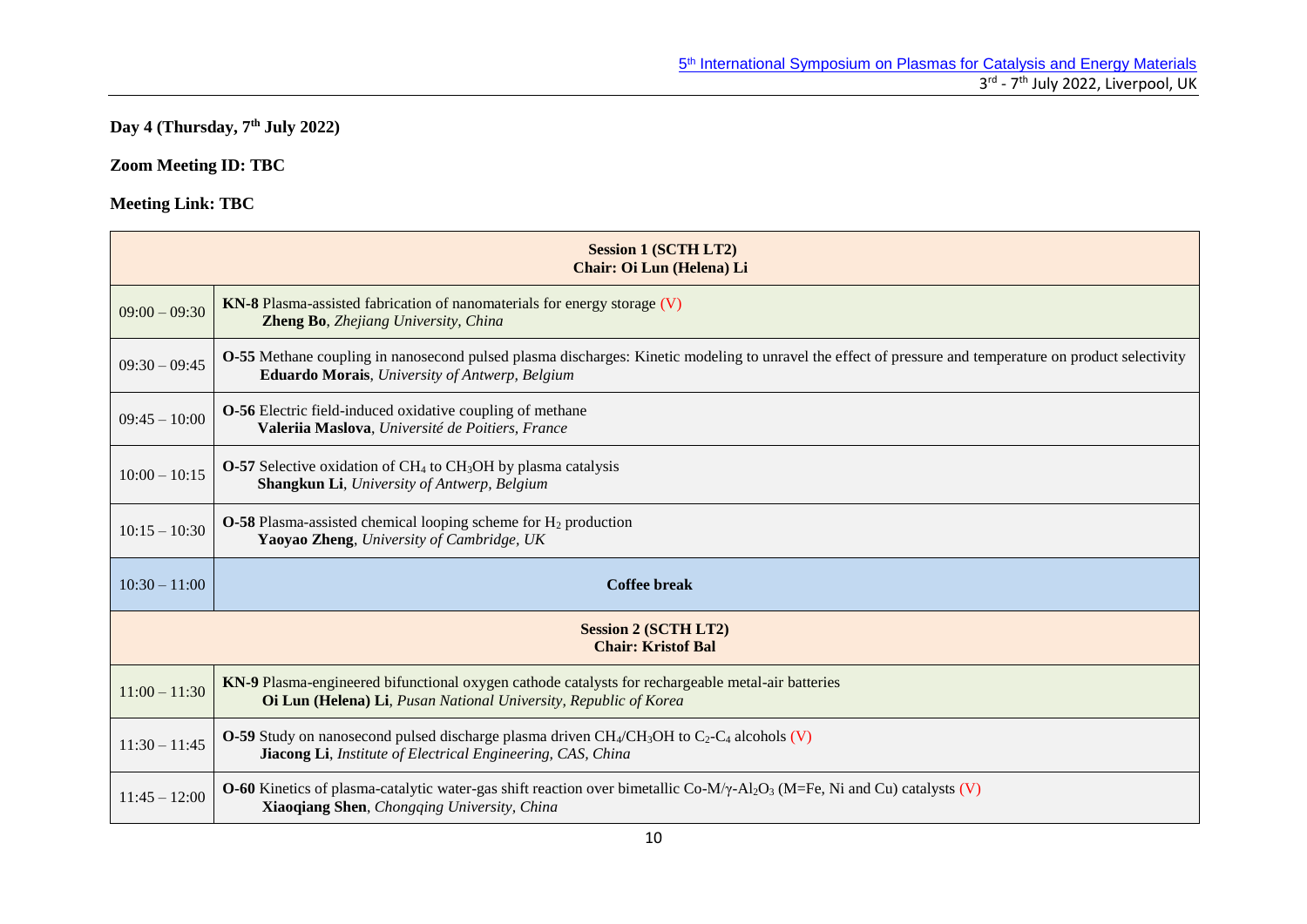**Day 4 (Thursday, 7th July 2022)**

**Zoom Meeting ID: TBC**

**Meeting Link: TBC**

| Session 1 (SCTH LT2)<br>Chair: Oi Lun (Helena) Li | |
|---|---|
| 09:00 – 09:30 | **KN-8** Plasma-assisted fabrication of nanomaterials for energy storage (V)<br>**Zheng Bo**, *Zhejiang University, China* |
| 09:30 – 09:45 | **O-55** Methane coupling in nanosecond pulsed plasma discharges: Kinetic modeling to unravel the effect of pressure and temperature on product selectivity<br>**Eduardo Morais**, *University of Antwerp, Belgium* |
| 09:45 – 10:00 | **O-56** Electric field-induced oxidative coupling of methane<br>**Valeriia Maslova**, *Université de Poitiers, France* |
| 10:00 – 10:15 | **O-57** Selective oxidation of $CH_4$ to $CH_3OH$ by plasma catalysis<br>**Shangkun Li**, *University of Antwerp, Belgium* |
| 10:15 – 10:30 | **O-58** Plasma-assisted chemical looping scheme for $H_2$ production<br>**Yaoyao Zheng**, *University of Cambridge, UK* |
| 10:30 – 11:00 | **Coffee break** |
| **Session 2 (SCTH LT2)<br>Chair: Kristof Bal** | |
| 11:00 – 11:30 | **KN-9** Plasma-engineered bifunctional oxygen cathode catalysts for rechargeable metal-air batteries<br>**Oi Lun (Helena) Li**, *Pusan National University, Republic of Korea* |
| 11:30 – 11:45 | **O-59** Study on nanosecond pulsed discharge plasma driven $CH_4$/$CH_3OH$ to $C_2$-$C_4$ alcohols (V)<br>**Jiacong Li**, *Institute of Electrical Engineering, CAS, China* |
| 11:45 – 12:00 | **O-60** Kinetics of plasma-catalytic water-gas shift reaction over bimetallic Co-M/$\gamma$-$Al_2O_3$ (M=Fe, Ni and Cu) catalysts (V)<br>**Xiaoqiang Shen**, *Chongqing University, China* |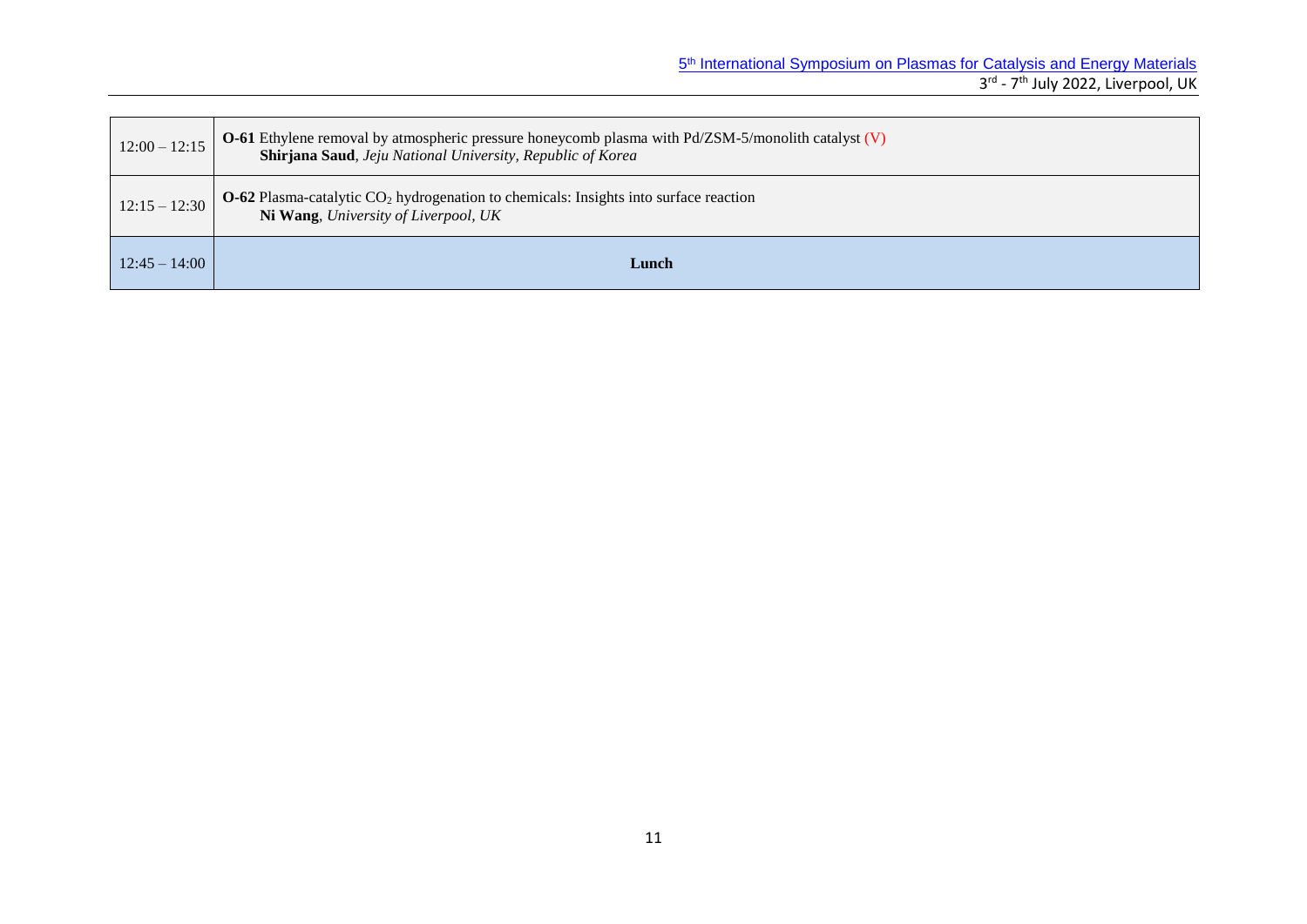| | |
|---|---|
| 12:00 – 12:15 | **O-61** Ethylene removal by atmospheric pressure honeycomb plasma with Pd/ZSM-5/monolith catalyst (V)<br>**Shirjana Saud**, *Jeju National University, Republic of Korea* |
| 12:15 – 12:30 | **O-62** Plasma-catalytic $CO_2$ hydrogenation to chemicals: Insights into surface reaction<br>**Ni Wang**, *University of Liverpool, UK* |
| 12:45 – 14:00 | **Lunch** |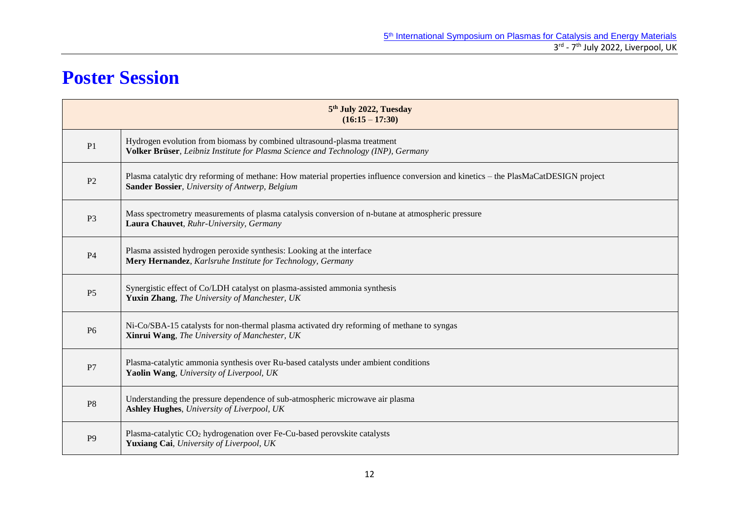# Poster Session

| 5th July 2022, Tuesday (16:15 – 17:30) | |
|---|---|
| P1 | Hydrogen evolution from biomass by combined ultrasound-plasma treatment<br>**Volker Brüser**, *Leibniz Institute for Plasma Science and Technology (INP), Germany* |
| P2 | Plasma catalytic dry reforming of methane: How material properties influence conversion and kinetics – the PlasMaCatDESIGN project<br>**Sander Bossier**, *University of Antwerp, Belgium* |
| P3 | Mass spectrometry measurements of plasma catalysis conversion of n-butane at atmospheric pressure<br>**Laura Chauvet**, *Ruhr-University, Germany* |
| P4 | Plasma assisted hydrogen peroxide synthesis: Looking at the interface<br>**Mery Hernandez**, *Karlsruhe Institute for Technology, Germany* |
| P5 | Synergistic effect of Co/LDH catalyst on plasma-assisted ammonia synthesis<br>**Yuxin Zhang**, *The University of Manchester, UK* |
| P6 | Ni-Co/SBA-15 catalysts for non-thermal plasma activated dry reforming of methane to syngas<br>**Xinrui Wang**, *The University of Manchester, UK* |
| P7 | Plasma-catalytic ammonia synthesis over Ru-based catalysts under ambient conditions<br>**Yaolin Wang**, *University of Liverpool, UK* |
| P8 | Understanding the pressure dependence of sub-atmospheric microwave air plasma<br>**Ashley Hughes**, *University of Liverpool, UK* |
| P9 | Plasma-catalytic $CO_2$ hydrogenation over Fe-Cu-based perovskite catalysts<br>**Yuxiang Cai**, *University of Liverpool, UK* |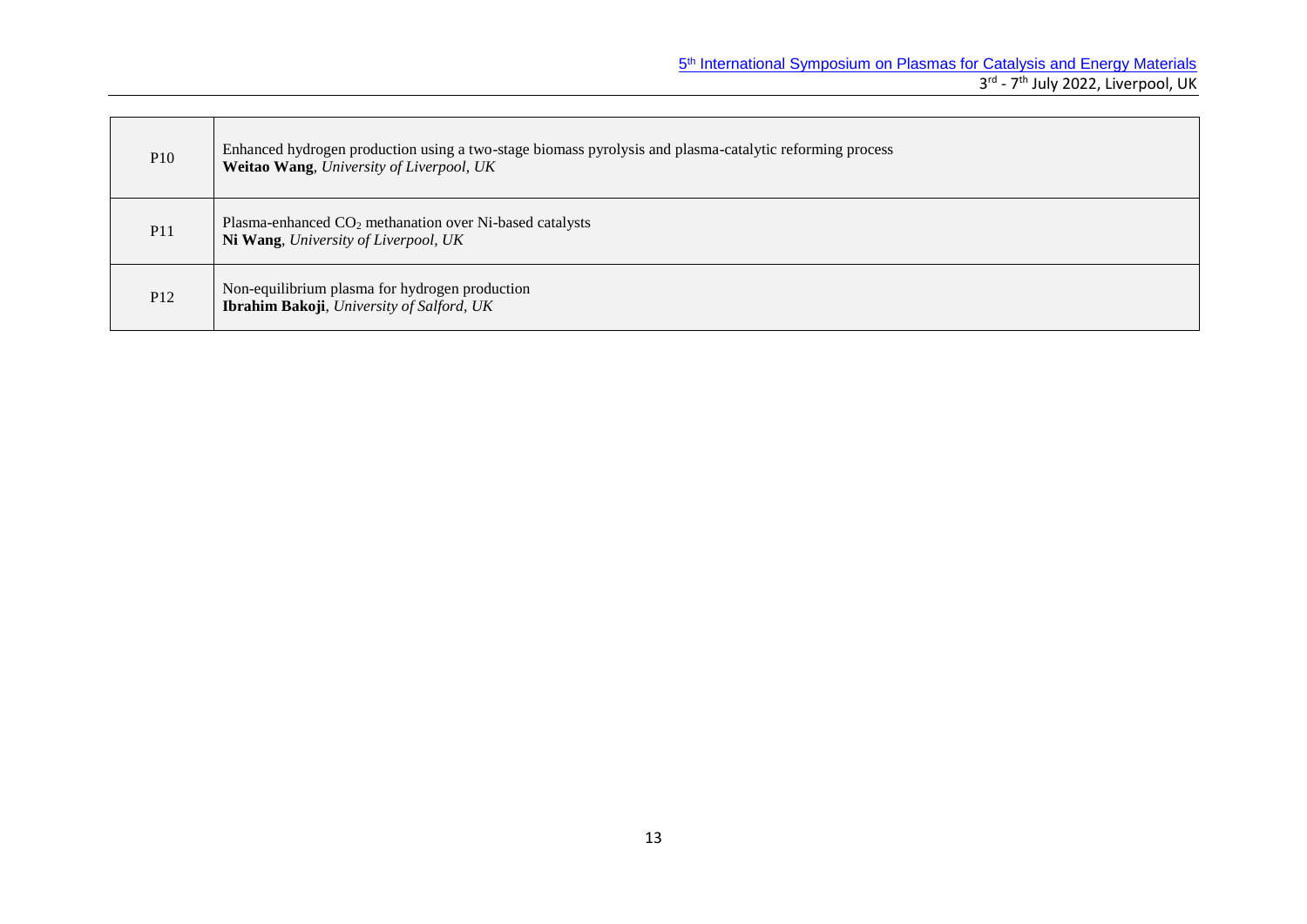| | |
|---|---|
| P10 | Enhanced hydrogen production using a two-stage biomass pyrolysis and plasma-catalytic reforming process<br>**Weitao Wang**, *University of Liverpool, UK* |
| P11 | Plasma-enhanced $CO_2$ methanation over Ni-based catalysts<br>**Ni Wang**, *University of Liverpool, UK* |
| P12 | Non-equilibrium plasma for hydrogen production<br>**Ibrahim Bakoji**, *University of Salford, UK* |